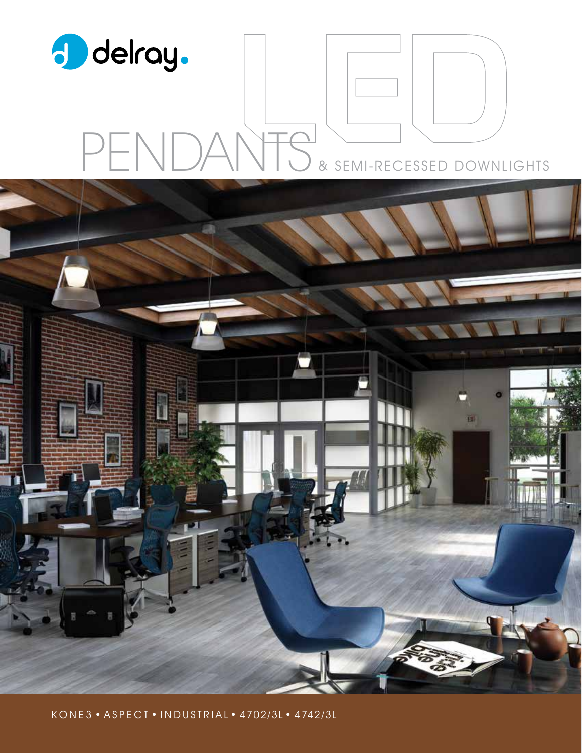delray.

# LED PENDANTS & SEMI-RECESSED DOWNLIGHTS

KONE3 • ASPECT • INDUSTRIAL • 4702/3L • 4742/3L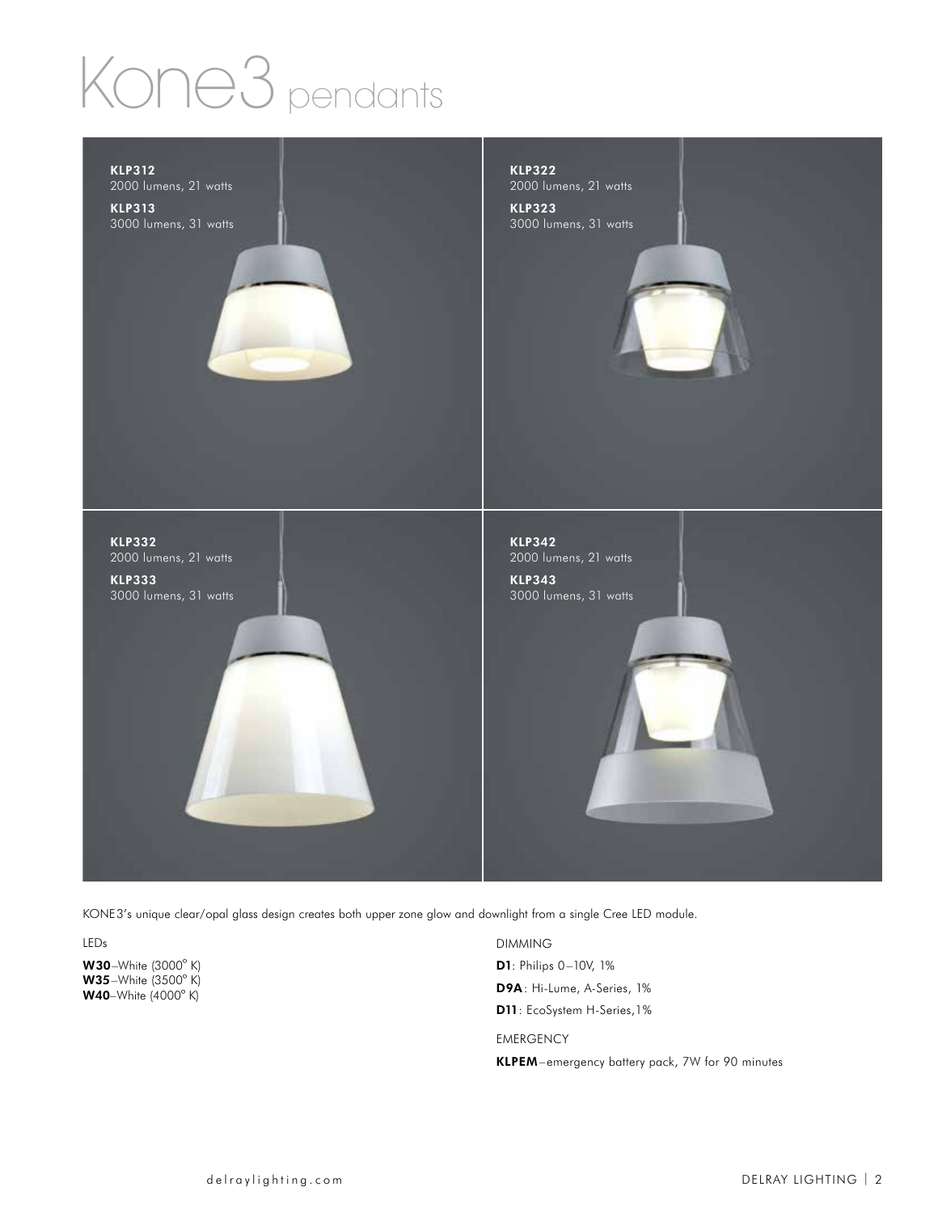# Kone3 pendants

**KLP312**
2000 lumens, 21 watts

**KLP313**
3000 lumens, 31 watts

**KLP322**
2000 lumens, 21 watts

**KLP323**
3000 lumens, 31 watts

**KLP332**
2000 lumens, 21 watts

**KLP333**
3000 lumens, 31 watts

**KLP342**
2000 lumens, 21 watts

**KLP343**
3000 lumens, 31 watts

KONE3's unique clear/opal glass design creates both upper zone glow and downlight from a single Cree LED module.

LEDs

**W30**–White (3000° K)
**W35**–White (3500° K)
**W40**–White (4000° K)

DIMMING

**D1**: Philips 0–10V, 1%

**D9A**: Hi-Lume, A-Series, 1%

**D11**: EcoSystem H-Series,1%

EMERGENCY

**KLPEM**–emergency battery pack, 7W for 90 minutes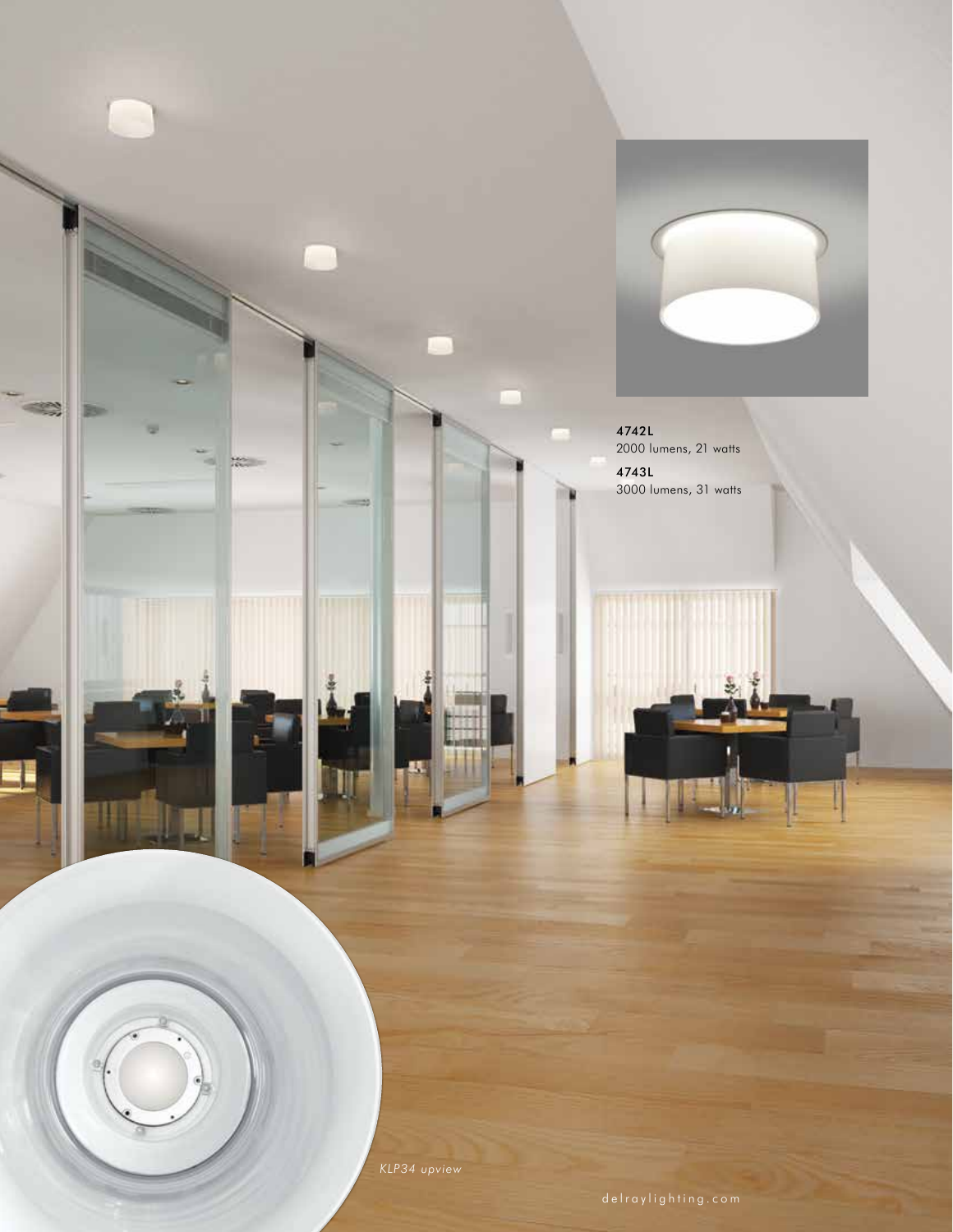**4742L**
2000 lumens, 21 watts

**4743L**
3000 lumens, 31 watts

*KLP34 upview*

delraylighting.com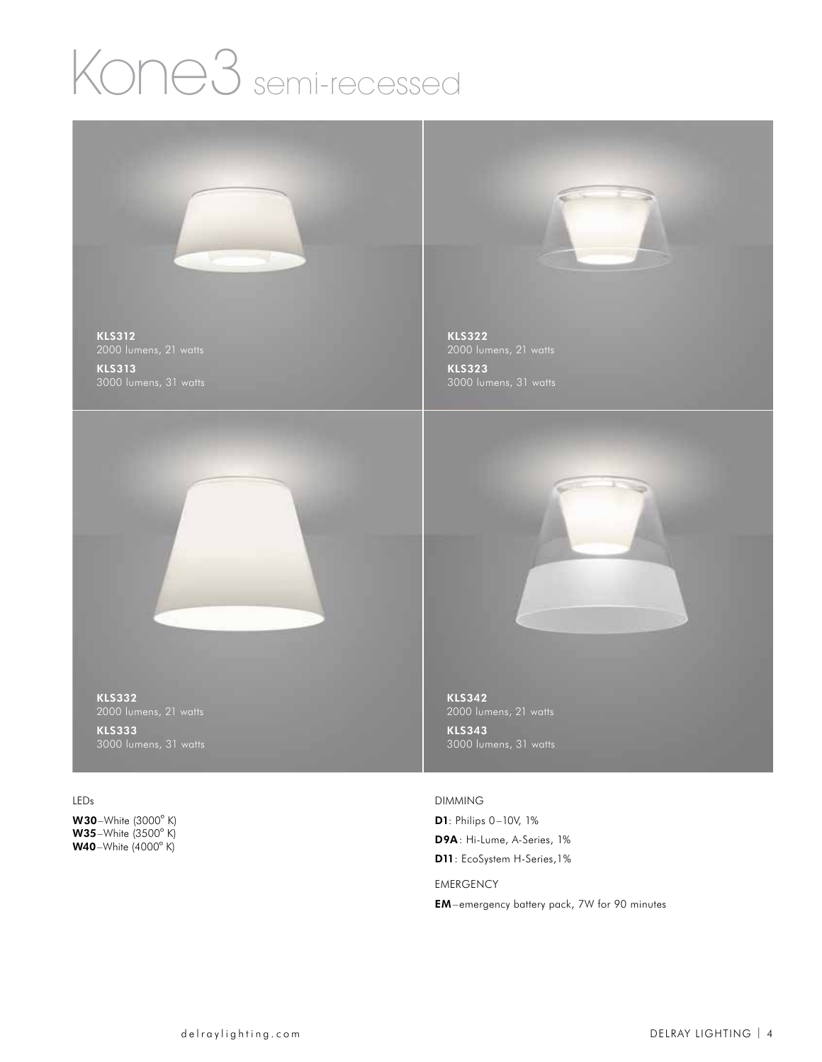# Kone3 semi-recessed

**KLS312**
2000 lumens, 21 watts

**KLS313**
3000 lumens, 31 watts

**KLS322**
2000 lumens, 21 watts

**KLS323**
3000 lumens, 31 watts

**KLS332**
2000 lumens, 21 watts

**KLS333**
3000 lumens, 31 watts

**KLS342**
2000 lumens, 21 watts

**KLS343**
3000 lumens, 31 watts

LEDs

**W30**–White (3000° K)
**W35**–White (3500° K)
**W40**–White (4000° K)

DIMMING

**D1**: Philips 0–10V, 1%

**D9A**: Hi-Lume, A-Series, 1%

**D11**: EcoSystem H-Series,1%

EMERGENCY

**EM**–emergency battery pack, 7W for 90 minutes

delraylighting.com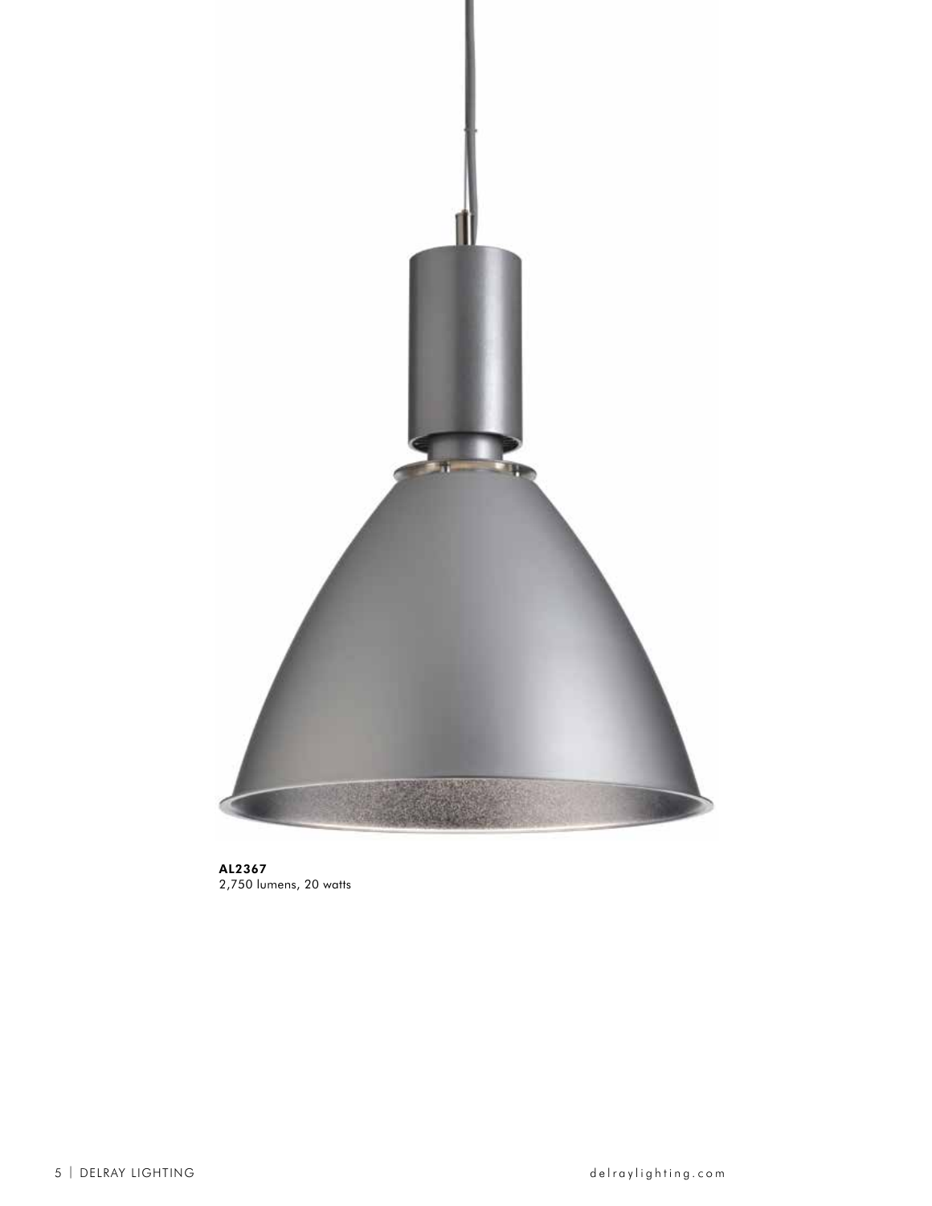**AL2367**
2,750 lumens, 20 watts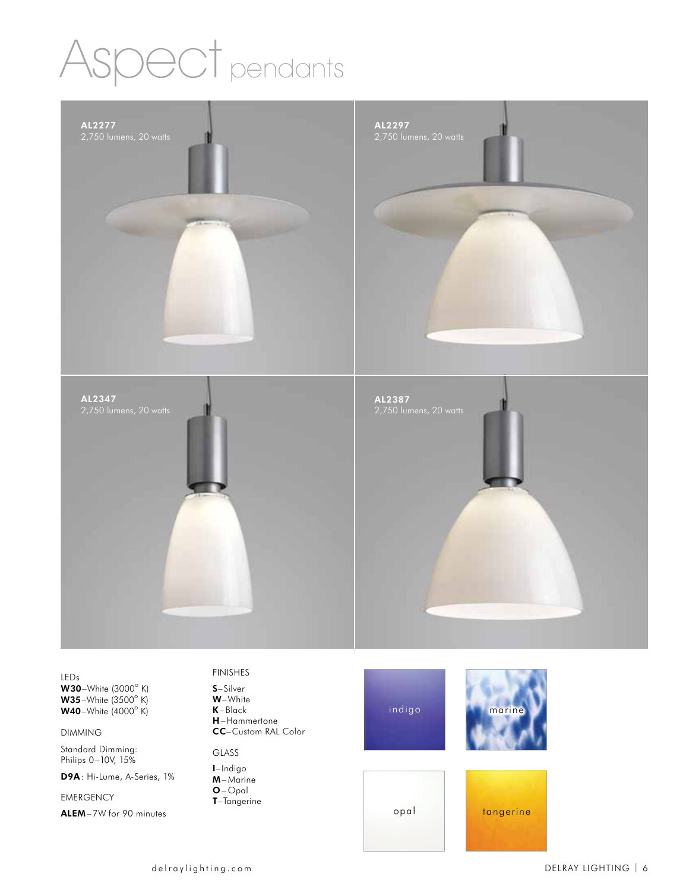# Aspect pendants

**AL2277**
2,750 lumens, 20 watts

**AL2297**
2,750 lumens, 20 watts

**AL2347**
2,750 lumens, 20 watts

**AL2387**
2,750 lumens, 20 watts

LEDs

**W30**–White (3000° K)
**W35**–White (3500° K)
**W40**–White (4000° K)

DIMMING

Standard Dimming:
Philips 0–10V, 15%

**D9A**: Hi-Lume, A-Series, 1%

EMERGENCY

**ALEM**–7W for 90 minutes

FINISHES

**S**–Silver
**W**–White
**K**–Black
**H**–Hammertone
**CC**–Custom RAL Color

GLASS

**I**–Indigo
**M**–Marine
**O**–Opal
**T**–Tangerine

indigo

marine

opal

tangerine

delraylighting.com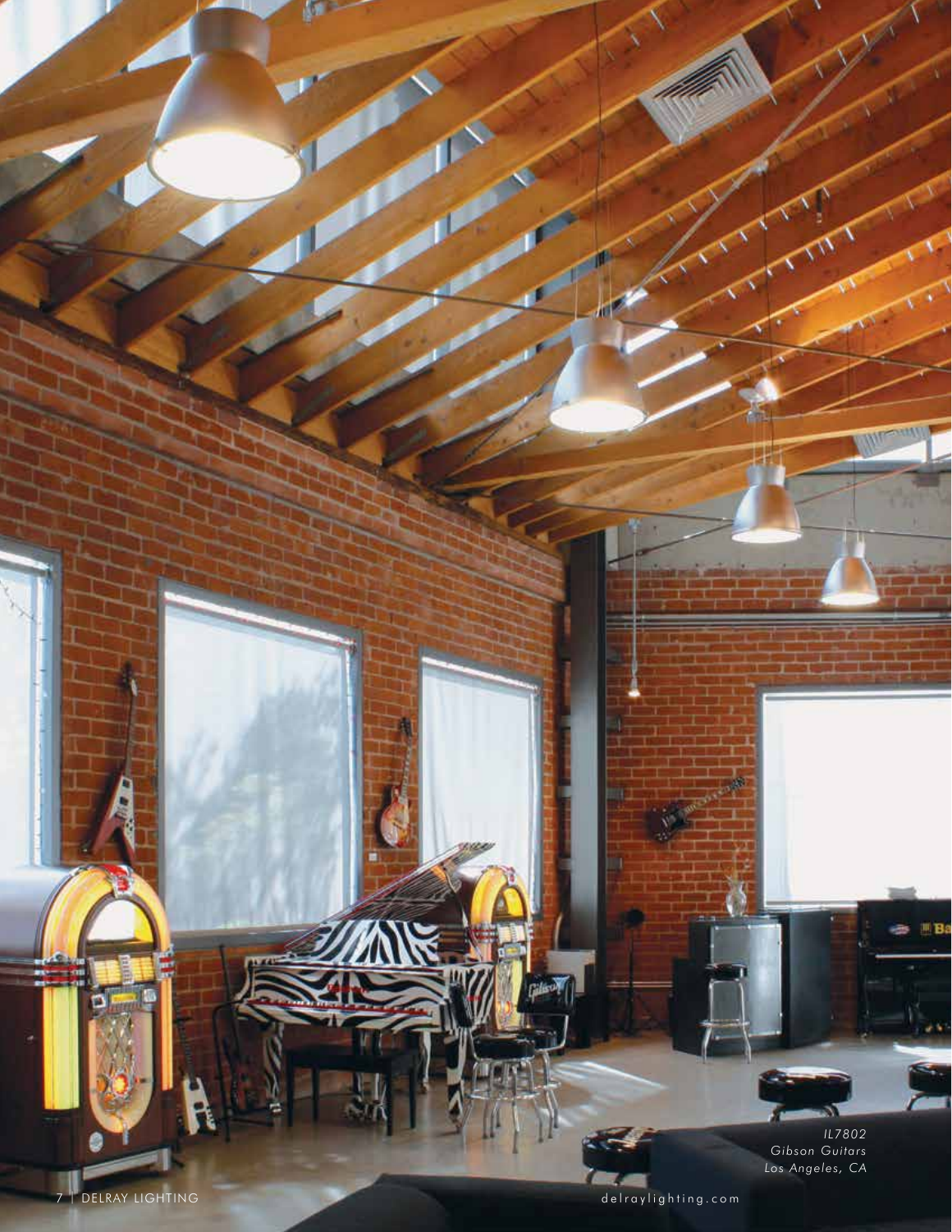IL7802
Gibson Guitars
Los Angeles, CA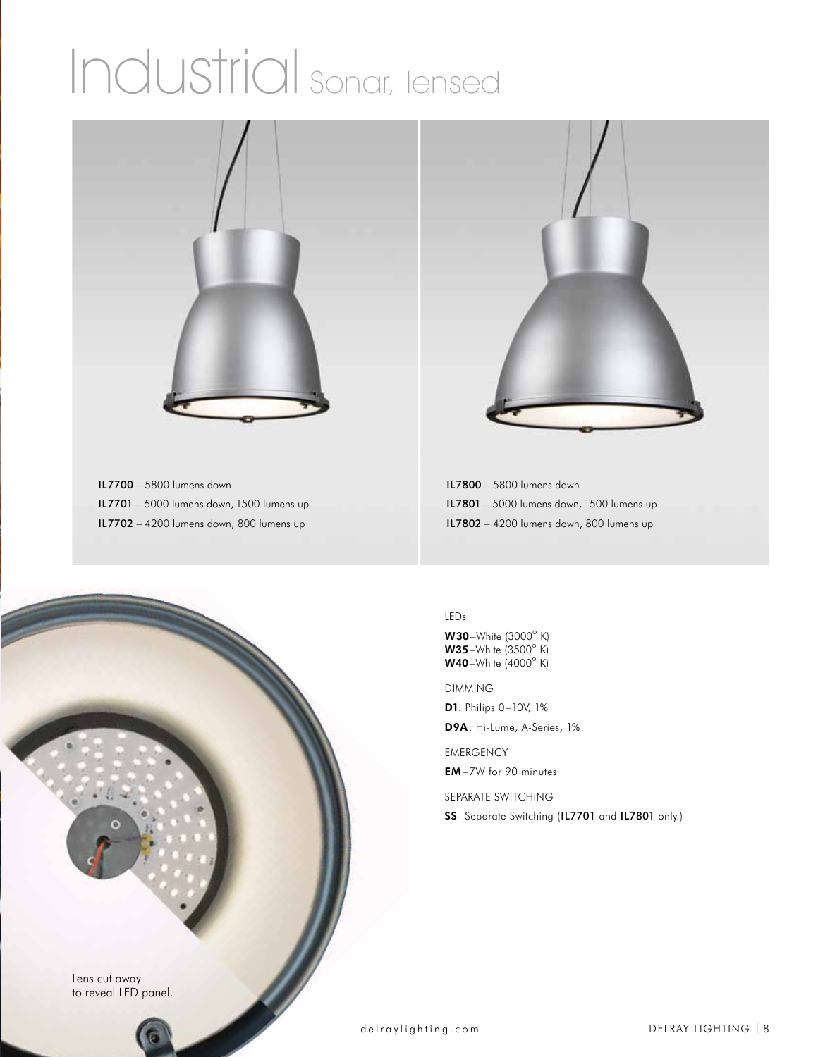# Industrial Sonar, lensed

**IL7700** – 5800 lumens down
**IL7701** – 5000 lumens down, 1500 lumens up
**IL7702** – 4200 lumens down, 800 lumens up

**IL7800** – 5800 lumens down
**IL7801** – 5000 lumens down, 1500 lumens up
**IL7802** – 4200 lumens down, 800 lumens up

LEDs

**W30**–White (3000° K)
**W35**–White (3500° K)
**W40**–White (4000° K)

DIMMING

**D1**: Philips 0–10V, 1%

**D9A**: Hi-Lume, A-Series, 1%

EMERGENCY

**EM**–7W for 90 minutes

SEPARATE SWITCHING

**SS**–Separate Switching (**IL7701** and **IL7801** only.)

Lens cut away to reveal LED panel.

delraylighting.com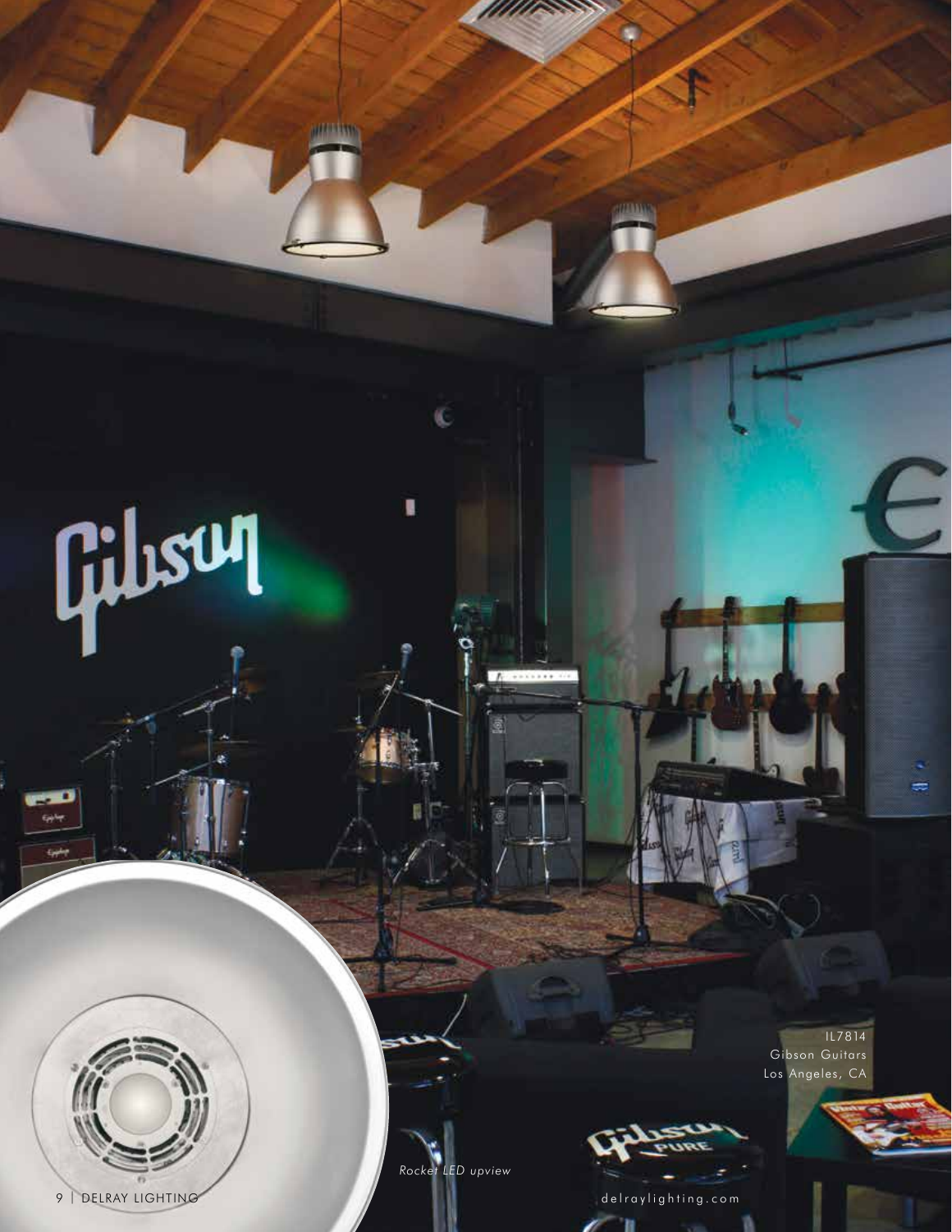IL7814
Gibson Guitars
Los Angeles, CA

*Rocket LED upview*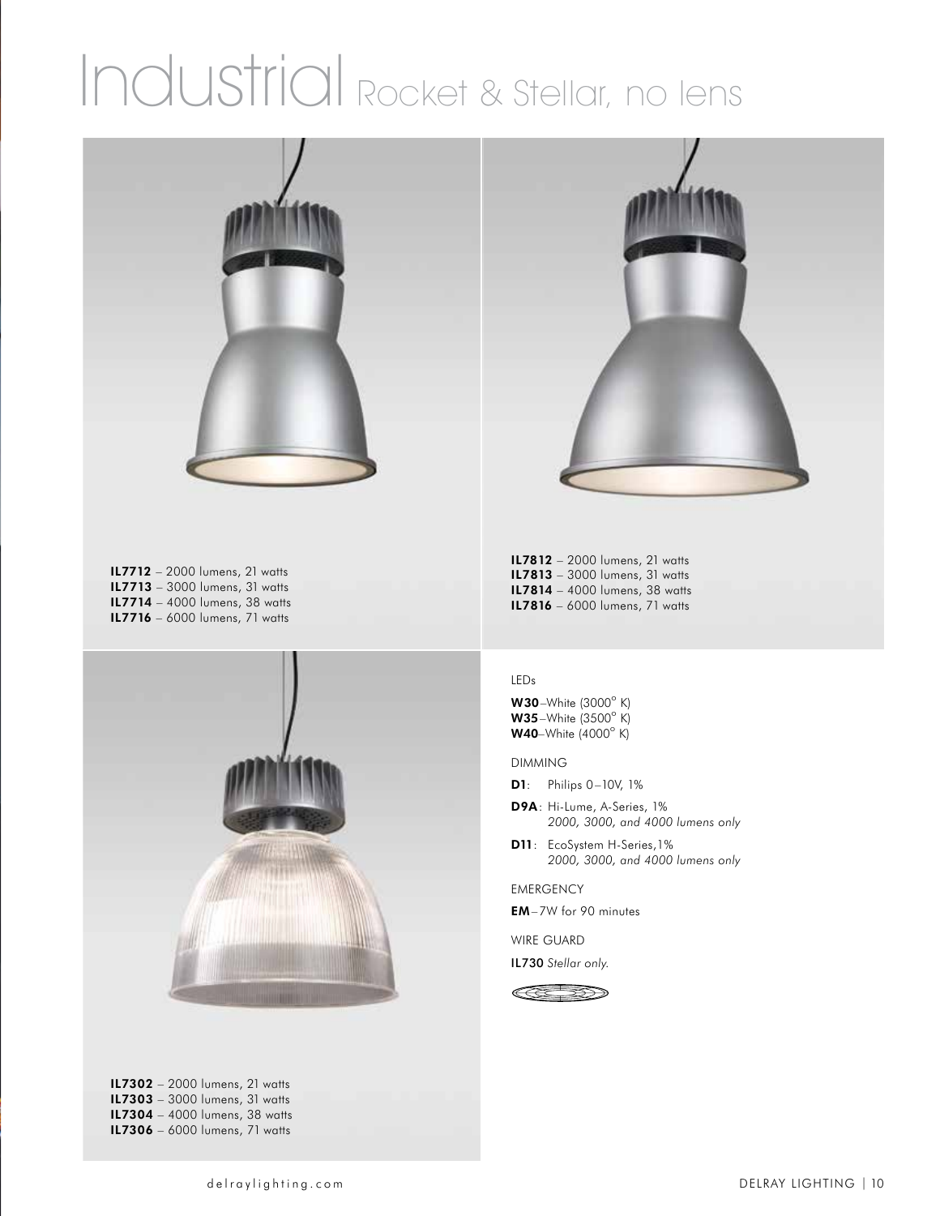# Industrial Rocket & Stellar, no lens

**IL7712** – 2000 lumens, 21 watts
**IL7713** – 3000 lumens, 31 watts
**IL7714** – 4000 lumens, 38 watts
**IL7716** – 6000 lumens, 71 watts

**IL7812** – 2000 lumens, 21 watts
**IL7813** – 3000 lumens, 31 watts
**IL7814** – 4000 lumens, 38 watts
**IL7816** – 6000 lumens, 71 watts

**IL7302** – 2000 lumens, 21 watts
**IL7303** – 3000 lumens, 31 watts
**IL7304** – 4000 lumens, 38 watts
**IL7306** – 6000 lumens, 71 watts

LEDs

**W30**–White (3000° K)
**W35**–White (3500° K)
**W40**–White (4000° K)

DIMMING

**D1**: Philips 0–10V, 1%

**D9A**: Hi-Lume, A-Series, 1%
*2000, 3000, and 4000 lumens only*

**D11**: EcoSystem H-Series,1%
*2000, 3000, and 4000 lumens only*

EMERGENCY

**EM**–7W for 90 minutes

WIRE GUARD

**IL730** *Stellar only.*

delraylighting.com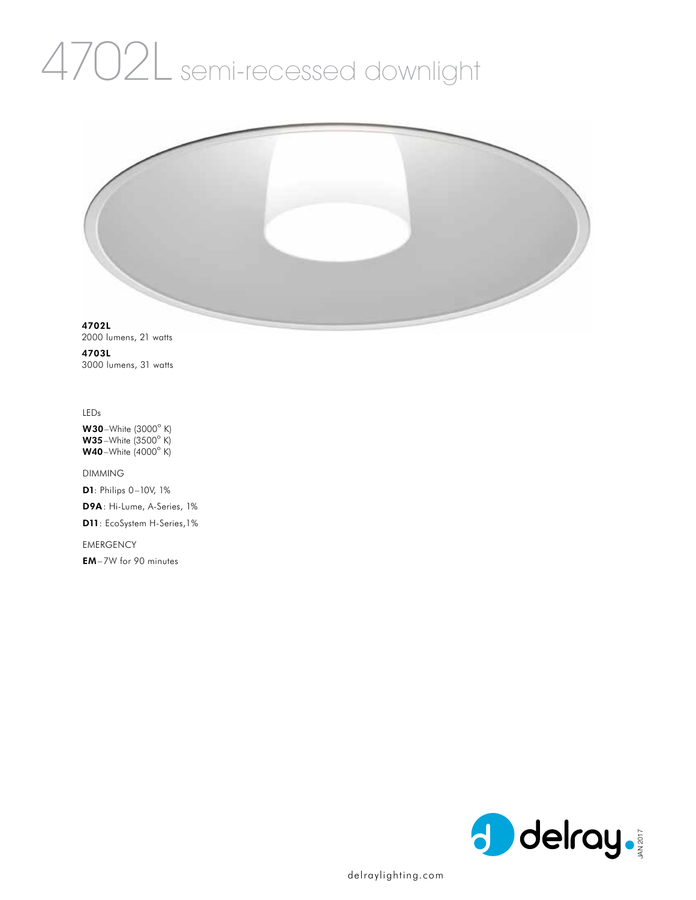# 4702L semi-recessed downlight

**4702L**
2000 lumens, 21 watts

**4703L**
3000 lumens, 31 watts

LEDs

**W30**–White (3000° K)
**W35**–White (3500° K)
**W40**–White (4000° K)

DIMMING

**D1**: Philips 0–10V, 1%

**D9A**: Hi-Lume, A-Series, 1%

**D11**: EcoSystem H-Series,1%

EMERGENCY

**EM**–7W for 90 minutes

delray. JAN 2017

delraylighting.com